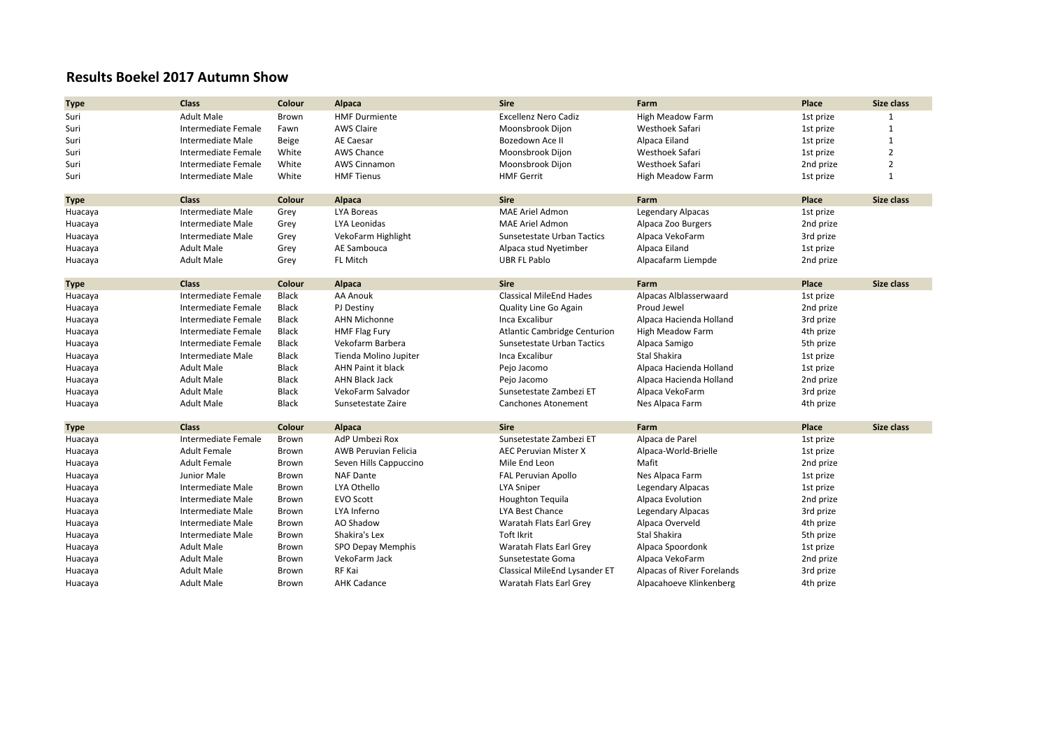# Results Boekel 2017 Autumn Show

| Type | Class | Colour | Alpaca | Sire | Farm | Place | Size class |
|---|---|---|---|---|---|---|---|
| Suri | Adult Male | Brown | HMF Durmiente | Excellenz Nero Cadiz | High Meadow Farm | 1st prize | 1 |
| Suri | Intermediate Female | Fawn | AWS Claire | Moonsbrook Dijon | Westhoek Safari | 1st prize | 1 |
| Suri | Intermediate Male | Beige | AE Caesar | Bozedown Ace II | Alpaca Eiland | 1st prize | 1 |
| Suri | Intermediate Female | White | AWS Chance | Moonsbrook Dijon | Westhoek Safari | 1st prize | 2 |
| Suri | Intermediate Female | White | AWS Cinnamon | Moonsbrook Dijon | Westhoek Safari | 2nd prize | 2 |
| Suri | Intermediate Male | White | HMF Tienus | HMF Gerrit | High Meadow Farm | 1st prize | 1 |

| Type | Class | Colour | Alpaca | Sire | Farm | Place | Size class |
|---|---|---|---|---|---|---|---|
| Huacaya | Intermediate Male | Grey | LYA Boreas | MAE Ariel Admon | Legendary Alpacas | 1st prize | |
| Huacaya | Intermediate Male | Grey | LYA Leonidas | MAE Ariel Admon | Alpaca Zoo Burgers | 2nd prize | |
| Huacaya | Intermediate Male | Grey | VekoFarm Highlight | Sunsetestate Urban Tactics | Alpaca VekoFarm | 3rd prize | |
| Huacaya | Adult Male | Grey | AE Sambouca | Alpaca stud Nyetimber | Alpaca Eiland | 1st prize | |
| Huacaya | Adult Male | Grey | FL Mitch | UBR FL Pablo | Alpacafarm Liempde | 2nd prize | |

| Type | Class | Colour | Alpaca | Sire | Farm | Place | Size class |
|---|---|---|---|---|---|---|---|
| Huacaya | Intermediate Female | Black | AA Anouk | Classical MileEnd Hades | Alpacas Alblasserwaard | 1st prize | |
| Huacaya | Intermediate Female | Black | PJ Destiny | Quality Line Go Again | Proud Jewel | 2nd prize | |
| Huacaya | Intermediate Female | Black | AHN Michonne | Inca Excalibur | Alpaca Hacienda Holland | 3rd prize | |
| Huacaya | Intermediate Female | Black | HMF Flag Fury | Atlantic Cambridge Centurion | High Meadow Farm | 4th prize | |
| Huacaya | Intermediate Female | Black | Vekofarm Barbera | Sunsetestate Urban Tactics | Alpaca Samigo | 5th prize | |
| Huacaya | Intermediate Male | Black | Tienda Molino Jupiter | Inca Excalibur | Stal Shakira | 1st prize | |
| Huacaya | Adult Male | Black | AHN Paint it black | Pejo Jacomo | Alpaca Hacienda Holland | 1st prize | |
| Huacaya | Adult Male | Black | AHN Black Jack | Pejo Jacomo | Alpaca Hacienda Holland | 2nd prize | |
| Huacaya | Adult Male | Black | VekoFarm Salvador | Sunsetestate Zambezi ET | Alpaca VekoFarm | 3rd prize | |
| Huacaya | Adult Male | Black | Sunsetestate Zaire | Canchones Atonement | Nes Alpaca Farm | 4th prize | |

| Type | Class | Colour | Alpaca | Sire | Farm | Place | Size class |
|---|---|---|---|---|---|---|---|
| Huacaya | Intermediate Female | Brown | AdP Umbezi Rox | Sunsetestate Zambezi ET | Alpaca de Parel | 1st prize | |
| Huacaya | Adult Female | Brown | AWB Peruvian Felicia | AEC Peruvian Mister X | Alpaca-World-Brielle | 1st prize | |
| Huacaya | Adult Female | Brown | Seven Hills Cappuccino | Mile End Leon | Mafit | 2nd prize | |
| Huacaya | Junior Male | Brown | NAF Dante | FAL Peruvian Apollo | Nes Alpaca Farm | 1st prize | |
| Huacaya | Intermediate Male | Brown | LYA Othello | LYA Sniper | Legendary Alpacas | 1st prize | |
| Huacaya | Intermediate Male | Brown | EVO Scott | Houghton Tequila | Alpaca Evolution | 2nd prize | |
| Huacaya | Intermediate Male | Brown | LYA Inferno | LYA Best Chance | Legendary Alpacas | 3rd prize | |
| Huacaya | Intermediate Male | Brown | AO Shadow | Waratah Flats Earl Grey | Alpaca Overveld | 4th prize | |
| Huacaya | Intermediate Male | Brown | Shakira's Lex | Toft Ikrit | Stal Shakira | 5th prize | |
| Huacaya | Adult Male | Brown | SPO Depay Memphis | Waratah Flats Earl Grey | Alpaca Spoordonk | 1st prize | |
| Huacaya | Adult Male | Brown | VekoFarm Jack | Sunsetestate Goma | Alpaca VekoFarm | 2nd prize | |
| Huacaya | Adult Male | Brown | RF Kai | Classical MileEnd Lysander ET | Alpacas of River Forelands | 3rd prize | |
| Huacaya | Adult Male | Brown | AHK Cadance | Waratah Flats Earl Grey | Alpacahoeve Klinkenberg | 4th prize | |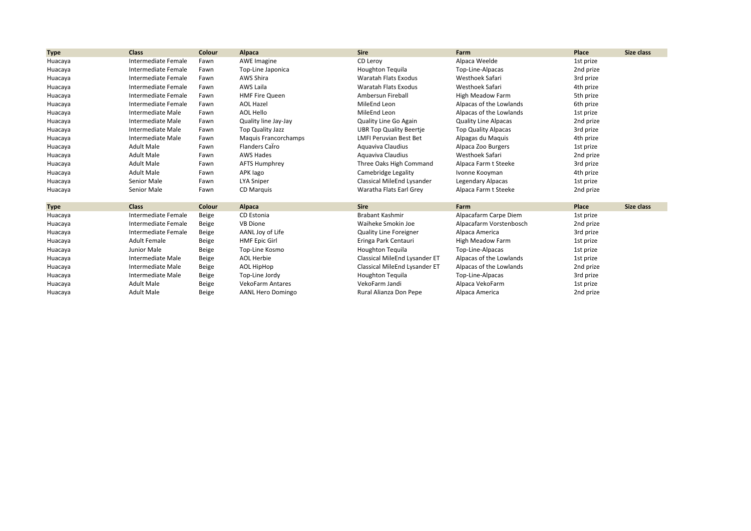| Type | Class | Colour | Alpaca | Sire | Farm | Place | Size class |
|---|---|---|---|---|---|---|---|
| Huacaya | Intermediate Female | Fawn | AWE Imagine | CD Leroy | Alpaca Weelde | 1st prize | |
| Huacaya | Intermediate Female | Fawn | Top-Line Japonica | Houghton Tequila | Top-Line-Alpacas | 2nd prize | |
| Huacaya | Intermediate Female | Fawn | AWS Shira | Waratah Flats Exodus | Westhoek Safari | 3rd prize | |
| Huacaya | Intermediate Female | Fawn | AWS Laila | Waratah Flats Exodus | Westhoek Safari | 4th prize | |
| Huacaya | Intermediate Female | Fawn | HMF Fire Queen | Ambersun Fireball | High Meadow Farm | 5th prize | |
| Huacaya | Intermediate Female | Fawn | AOL Hazel | MileEnd Leon | Alpacas of the Lowlands | 6th prize | |
| Huacaya | Intermediate Male | Fawn | AOL Hello | MileEnd Leon | Alpacas of the Lowlands | 1st prize | |
| Huacaya | Intermediate Male | Fawn | Quality line Jay-Jay | Quality Line Go Again | Quality Line Alpacas | 2nd prize | |
| Huacaya | Intermediate Male | Fawn | Top Quality Jazz | UBR Top Quality Beertje | Top Quality Alpacas | 3rd prize | |
| Huacaya | Intermediate Male | Fawn | Maquis Francorchamps | LMFI Peruvian Best Bet | Alpagas du Maquis | 4th prize | |
| Huacaya | Adult Male | Fawn | Flanders CaÏro | Aquaviva Claudius | Alpaca Zoo Burgers | 1st prize | |
| Huacaya | Adult Male | Fawn | AWS Hades | Aquaviva Claudius | Westhoek Safari | 2nd prize | |
| Huacaya | Adult Male | Fawn | AFTS Humphrey | Three Oaks High Command | Alpaca Farm t Steeke | 3rd prize | |
| Huacaya | Adult Male | Fawn | APK Iago | Camebridge Legality | Ivonne Kooyman | 4th prize | |
| Huacaya | Senior Male | Fawn | LYA Sniper | Classical MileEnd Lysander | Legendary Alpacas | 1st prize | |
| Huacaya | Senior Male | Fawn | CD Marquis | Waratha Flats Earl Grey | Alpaca Farm t Steeke | 2nd prize | |

| Type | Class | Colour | Alpaca | Sire | Farm | Place | Size class |
|---|---|---|---|---|---|---|---|
| Huacaya | Intermediate Female | Beige | CD Estonia | Brabant Kashmir | Alpacafarm Carpe Diem | 1st prize | |
| Huacaya | Intermediate Female | Beige | VB Dione | Waiheke Smokin Joe | Alpacafarm Vorstenbosch | 2nd prize | |
| Huacaya | Intermediate Female | Beige | AANL Joy of Life | Quality Line Foreigner | Alpaca America | 3rd prize | |
| Huacaya | Adult Female | Beige | HMF Epic Girl | Eringa Park Centauri | High Meadow Farm | 1st prize | |
| Huacaya | Junior Male | Beige | Top-Line Kosmo | Houghton Tequila | Top-Line-Alpacas | 1st prize | |
| Huacaya | Intermediate Male | Beige | AOL Herbie | Classical MileEnd Lysander ET | Alpacas of the Lowlands | 1st prize | |
| Huacaya | Intermediate Male | Beige | AOL HipHop | Classical MileEnd Lysander ET | Alpacas of the Lowlands | 2nd prize | |
| Huacaya | Intermediate Male | Beige | Top-Line Jordy | Houghton Tequila | Top-Line-Alpacas | 3rd prize | |
| Huacaya | Adult Male | Beige | VekoFarm Antares | VekoFarm Jandi | Alpaca VekoFarm | 1st prize | |
| Huacaya | Adult Male | Beige | AANL Hero Domingo | Rural Alianza Don Pepe | Alpaca America | 2nd prize | |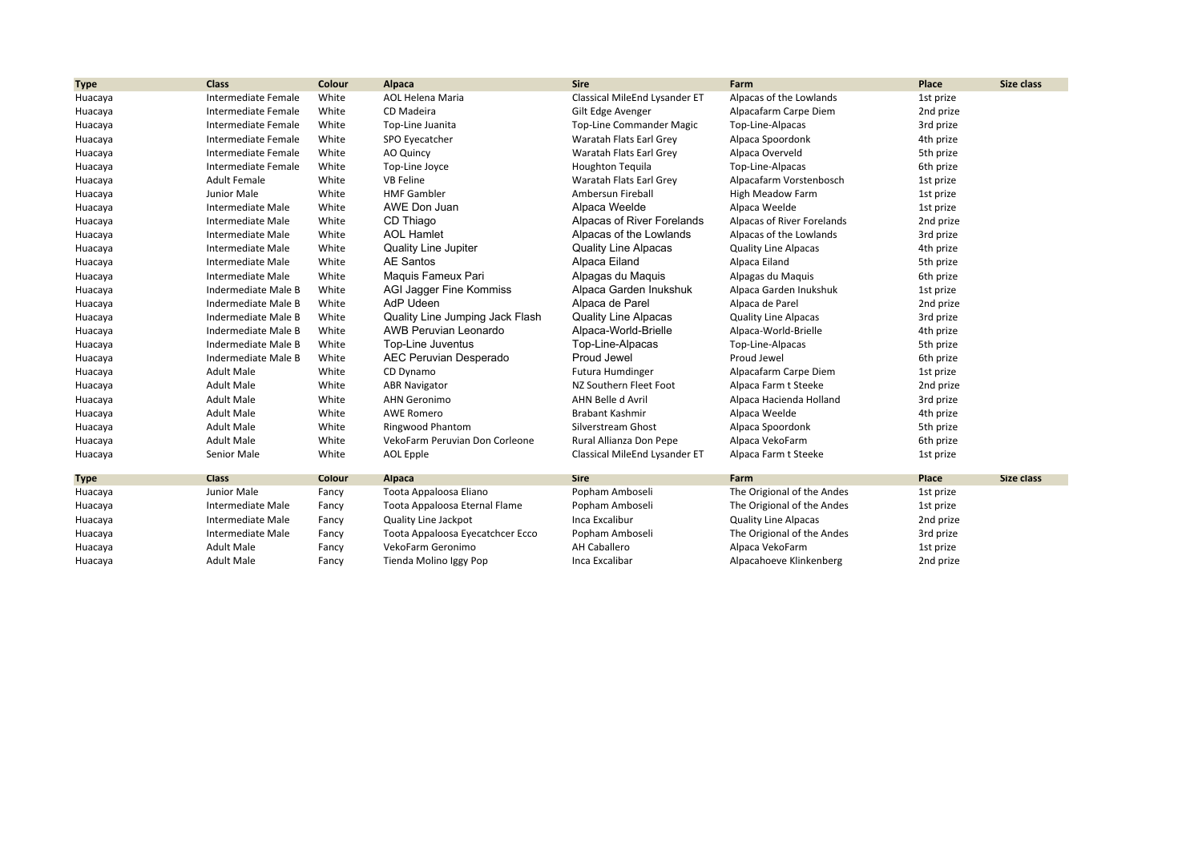| Type | Class | Colour | Alpaca | Sire | Farm | Place | Size class |
|---|---|---|---|---|---|---|---|
| Huacaya | Intermediate Female | White | AOL Helena Maria | Classical MileEnd Lysander ET | Alpacas of the Lowlands | 1st prize | |
| Huacaya | Intermediate Female | White | CD Madeira | Gilt Edge Avenger | Alpacafarm Carpe Diem | 2nd prize | |
| Huacaya | Intermediate Female | White | Top-Line Juanita | Top-Line Commander Magic | Top-Line-Alpacas | 3rd prize | |
| Huacaya | Intermediate Female | White | SPO Eyecatcher | Waratah Flats Earl Grey | Alpaca Spoordonk | 4th prize | |
| Huacaya | Intermediate Female | White | AO Quincy | Waratah Flats Earl Grey | Alpaca Overveld | 5th prize | |
| Huacaya | Intermediate Female | White | Top-Line Joyce | Houghton Tequila | Top-Line-Alpacas | 6th prize | |
| Huacaya | Adult Female | White | VB Feline | Waratah Flats Earl Grey | Alpacafarm Vorstenbosch | 1st prize | |
| Huacaya | Junior Male | White | HMF Gambler | Ambersun Fireball | High Meadow Farm | 1st prize | |
| Huacaya | Intermediate Male | White | AWE Don Juan | Alpaca Weelde | Alpaca Weelde | 1st prize | |
| Huacaya | Intermediate Male | White | CD Thiago | Alpacas of River Forelands | Alpacas of River Forelands | 2nd prize | |
| Huacaya | Intermediate Male | White | AOL Hamlet | Alpacas of the Lowlands | Alpacas of the Lowlands | 3rd prize | |
| Huacaya | Intermediate Male | White | Quality Line Jupiter | Quality Line Alpacas | Quality Line Alpacas | 4th prize | |
| Huacaya | Intermediate Male | White | AE Santos | Alpaca Eiland | Alpaca Eiland | 5th prize | |
| Huacaya | Intermediate Male | White | Maquis Fameux Pari | Alpagas du Maquis | Alpagas du Maquis | 6th prize | |
| Huacaya | Indermediate Male B | White | AGI Jagger Fine Kommiss | Alpaca Garden Inukshuk | Alpaca Garden Inukshuk | 1st prize | |
| Huacaya | Indermediate Male B | White | AdP Udeen | Alpaca de Parel | Alpaca de Parel | 2nd prize | |
| Huacaya | Indermediate Male B | White | Quality Line Jumping Jack Flash | Quality Line Alpacas | Quality Line Alpacas | 3rd prize | |
| Huacaya | Indermediate Male B | White | AWB Peruvian Leonardo | Alpaca-World-Brielle | Alpaca-World-Brielle | 4th prize | |
| Huacaya | Indermediate Male B | White | Top-Line Juventus | Top-Line-Alpacas | Top-Line-Alpacas | 5th prize | |
| Huacaya | Indermediate Male B | White | AEC Peruvian Desperado | Proud Jewel | Proud Jewel | 6th prize | |
| Huacaya | Adult Male | White | CD Dynamo | Futura Humdinger | Alpacafarm Carpe Diem | 1st prize | |
| Huacaya | Adult Male | White | ABR Navigator | NZ Southern Fleet Foot | Alpaca Farm t Steeke | 2nd prize | |
| Huacaya | Adult Male | White | AHN Geronimo | AHN Belle d Avril | Alpaca Hacienda Holland | 3rd prize | |
| Huacaya | Adult Male | White | AWE Romero | Brabant Kashmir | Alpaca Weelde | 4th prize | |
| Huacaya | Adult Male | White | Ringwood Phantom | Silverstream Ghost | Alpaca Spoordonk | 5th prize | |
| Huacaya | Adult Male | White | VekoFarm Peruvian Don Corleone | Rural Allianza Don Pepe | Alpaca VekoFarm | 6th prize | |
| Huacaya | Senior Male | White | AOL Epple | Classical MileEnd Lysander ET | Alpaca Farm t Steeke | 1st prize | |

| Type | Class | Colour | Alpaca | Sire | Farm | Place | Size class |
|---|---|---|---|---|---|---|---|
| Huacaya | Junior Male | Fancy | Toota Appaloosa Eliano | Popham Amboseli | The Origional of the Andes | 1st prize | |
| Huacaya | Intermediate Male | Fancy | Toota Appaloosa Eternal Flame | Popham Amboseli | The Origional of the Andes | 1st prize | |
| Huacaya | Intermediate Male | Fancy | Quality Line Jackpot | Inca Excalibur | Quality Line Alpacas | 2nd prize | |
| Huacaya | Intermediate Male | Fancy | Toota Appaloosa Eyecatchcer Ecco | Popham Amboseli | The Origional of the Andes | 3rd prize | |
| Huacaya | Adult Male | Fancy | VekoFarm Geronimo | AH Caballero | Alpaca VekoFarm | 1st prize | |
| Huacaya | Adult Male | Fancy | Tienda Molino Iggy Pop | Inca Excalibar | Alpacahoeve Klinkenberg | 2nd prize | |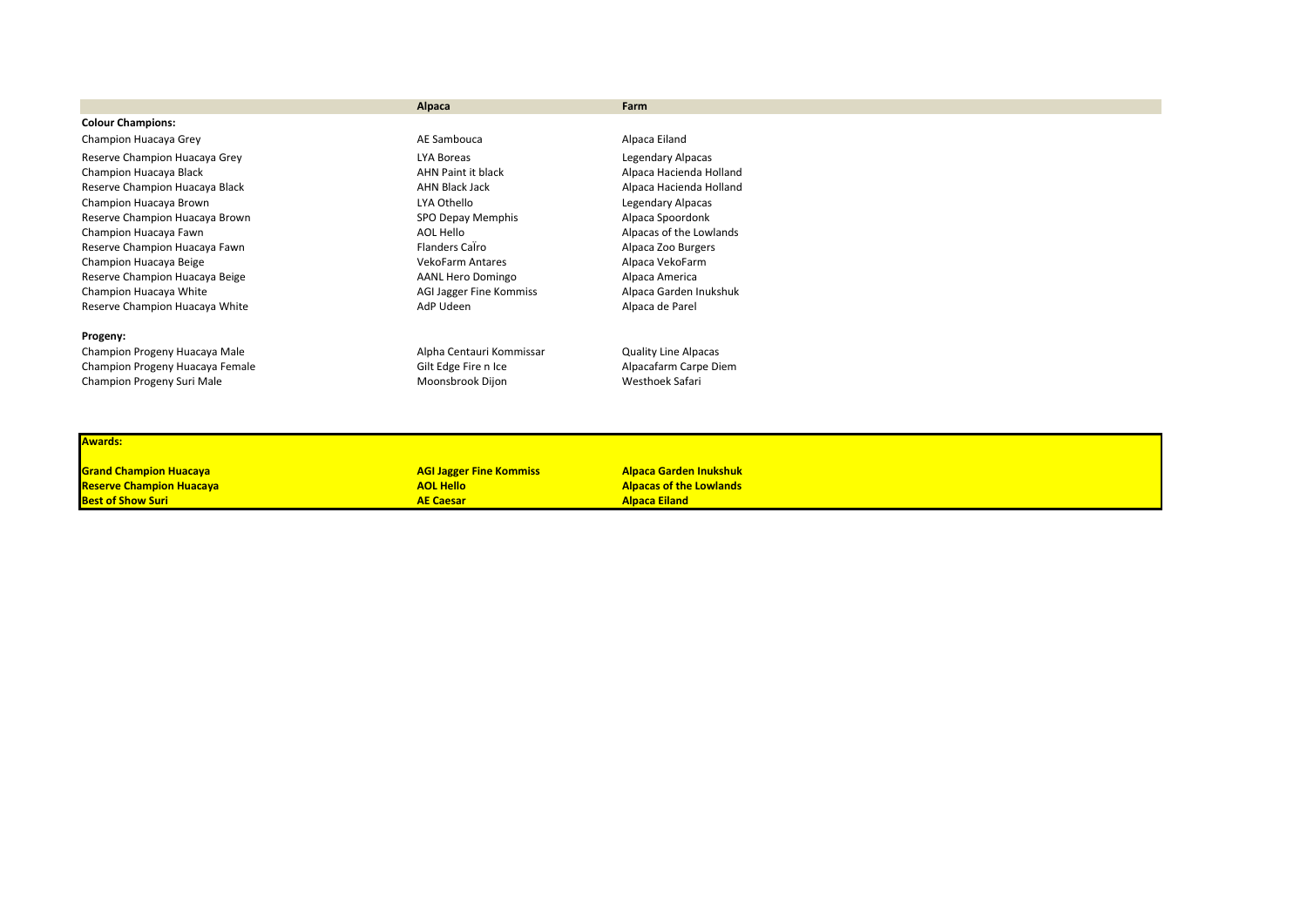| | Alpaca | Farm |
|---|---|---|
| **Colour Champions:** | | |
| Champion Huacaya Grey | AE Sambouca | Alpaca Eiland |
| Reserve Champion Huacaya Grey | LYA Boreas | Legendary Alpacas |
| Champion Huacaya Black | AHN Paint it black | Alpaca Hacienda Holland |
| Reserve Champion Huacaya Black | AHN Black Jack | Alpaca Hacienda Holland |
| Champion Huacaya Brown | LYA Othello | Legendary Alpacas |
| Reserve Champion Huacaya Brown | SPO Depay Memphis | Alpaca Spoordonk |
| Champion Huacaya Fawn | AOL Hello | Alpacas of the Lowlands |
| Reserve Champion Huacaya Fawn | Flanders Caïro | Alpaca Zoo Burgers |
| Champion Huacaya Beige | VekoFarm Antares | Alpaca VekoFarm |
| Reserve Champion Huacaya Beige | AANL Hero Domingo | Alpaca America |
| Champion Huacaya White | AGI Jagger Fine Kommiss | Alpaca Garden Inukshuk |
| Reserve Champion Huacaya White | AdP Udeen | Alpaca de Parel |
| **Progeny:** | | |
| Champion Progeny Huacaya Male | Alpha Centauri Kommissar | Quality Line Alpacas |
| Champion Progeny Huacaya Female | Gilt Edge Fire n Ice | Alpacafarm Carpe Diem |
| Champion Progeny Suri Male | Moonsbrook Dijon | Westhoek Safari |

| **Awards:** | | |
|---|---|---|
| **Grand Champion Huacaya** | **AGI Jagger Fine Kommiss** | **Alpaca Garden Inukshuk** |
| **Reserve Champion Huacaya** | **AOL Hello** | **Alpacas of the Lowlands** |
| **Best of Show Suri** | **AE Caesar** | **Alpaca Eiland** |